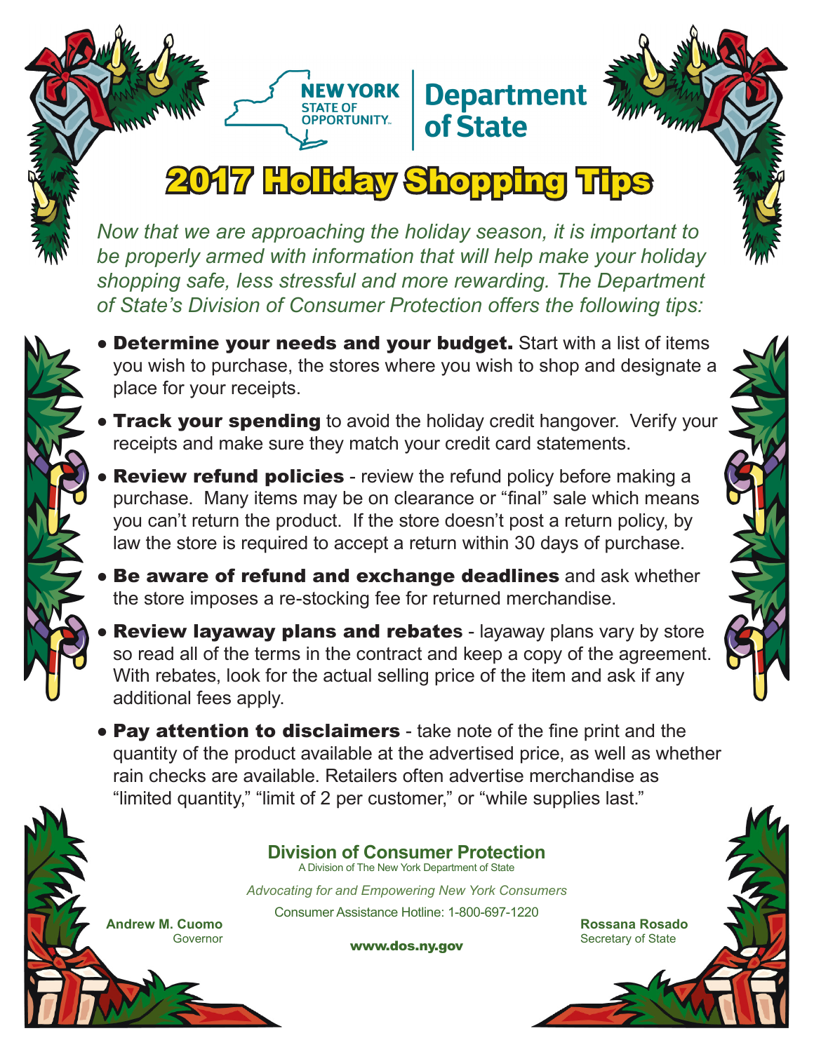NEW YORK STATE OF OPPORTUNITY. | Department of State

# 2017 Holiday Shopping Tips

*Now that we are approaching the holiday season, it is important to be properly armed with information that will help make your holiday shopping safe, less stressful and more rewarding. The Department of State's Division of Consumer Protection offers the following tips:*

- **Determine your needs and your budget.** Start with a list of items you wish to purchase, the stores where you wish to shop and designate a place for your receipts.
- **Track your spending** to avoid the holiday credit hangover. Verify your receipts and make sure they match your credit card statements.
- **Review refund policies** - review the refund policy before making a purchase. Many items may be on clearance or "final" sale which means you can't return the product. If the store doesn't post a return policy, by law the store is required to accept a return within 30 days of purchase.
- **Be aware of refund and exchange deadlines** and ask whether the store imposes a re-stocking fee for returned merchandise.
- **Review layaway plans and rebates** - layaway plans vary by store so read all of the terms in the contract and keep a copy of the agreement. With rebates, look for the actual selling price of the item and ask if any additional fees apply.
- **Pay attention to disclaimers** - take note of the fine print and the quantity of the product available at the advertised price, as well as whether rain checks are available. Retailers often advertise merchandise as "limited quantity," "limit of 2 per customer," or "while supplies last."

**Division of Consumer Protection**
A Division of The New York Department of State

*Advocating for and Empowering New York Consumers*

Consumer Assistance Hotline: 1-800-697-1220

**www.dos.ny.gov**

**Andrew M. Cuomo**
Governor

**Rossana Rosado**
Secretary of State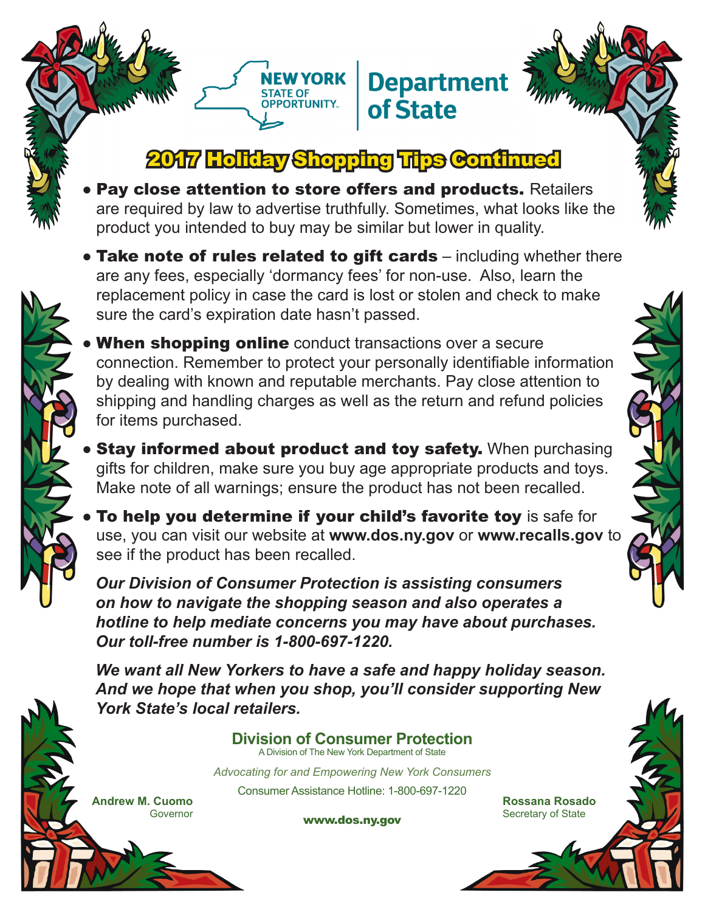NEW YORK STATE OF OPPORTUNITY. | Department of State

# 2017 Holiday Shopping Tips Continued

- **Pay close attention to store offers and products.** Retailers are required by law to advertise truthfully. Sometimes, what looks like the product you intended to buy may be similar but lower in quality.
- **Take note of rules related to gift cards** – including whether there are any fees, especially 'dormancy fees' for non-use. Also, learn the replacement policy in case the card is lost or stolen and check to make sure the card's expiration date hasn't passed.
- **When shopping online** conduct transactions over a secure connection. Remember to protect your personally identifiable information by dealing with known and reputable merchants. Pay close attention to shipping and handling charges as well as the return and refund policies for items purchased.
- **Stay informed about product and toy safety.** When purchasing gifts for children, make sure you buy age appropriate products and toys. Make note of all warnings; ensure the product has not been recalled.
- **To help you determine if your child's favorite toy** is safe for use, you can visit our website at **www.dos.ny.gov** or **www.recalls.gov** to see if the product has been recalled.

***Our Division of Consumer Protection is assisting consumers on how to navigate the shopping season and also operates a hotline to help mediate concerns you may have about purchases. Our toll-free number is 1-800-697-1220.***

***We want all New Yorkers to have a safe and happy holiday season. And we hope that when you shop, you'll consider supporting New York State's local retailers.***

**Division of Consumer Protection**
A Division of The New York Department of State

*Advocating for and Empowering New York Consumers*

Consumer Assistance Hotline: 1-800-697-1220

**www.dos.ny.gov**

**Andrew M. Cuomo**
Governor

**Rossana Rosado**
Secretary of State